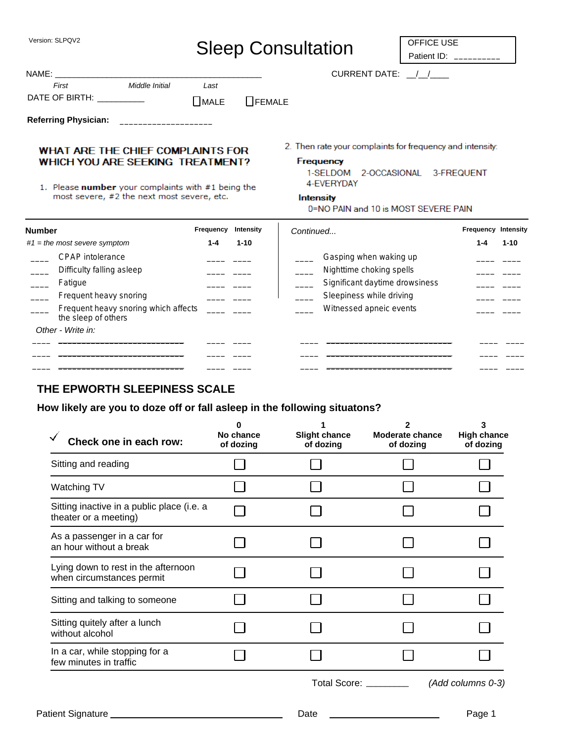Version: SLPQV2

# Sleep Consultation

| OFFICE USE |
|---|
| Patient ID: _________ |

NAME: ________________________________________ CURRENT DATE: __/__/____

First  Middle Initial  Last

DATE OF BIRTH: _________  ☐ MALE  ☐ FEMALE

**Referring Physician:** ___________________

**WHAT ARE THE CHIEF COMPLAINTS FOR WHICH YOU ARE SEEKING TREATMENT?**

1. Please **number** your complaints with #1 being the most severe, #2 the next most severe, etc.

2. Then rate your complaints for frequency and intensity:

**Frequency**
1-SELDOM  2-OCCASIONAL  3-FREQUENT  4-EVERYDAY

**Intensity**
0=NO PAIN and 10 is MOST SEVERE PAIN

| **Number** *#1 = the most severe symptom* | | **Frequency** 1-4 | **Intensity** 1-10 | *Continued...* | | **Frequency** 1-4 | **Intensity** 1-10 |
|---|---|---|---|---|---|---|---|
| ____ | CPAP intolerance | ____ | ____ | ____ | Gasping when waking up | ____ | ____ |
| ____ | Difficulty falling asleep | ____ | ____ | ____ | Nighttime choking spells | ____ | ____ |
| ____ | Fatigue | ____ | ____ | ____ | Significant daytime drowsiness | ____ | ____ |
| ____ | Frequent heavy snoring | ____ | ____ | ____ | Sleepiness while driving | ____ | ____ |
| ____ | Frequent heavy snoring which affects the sleep of others | ____ | ____ | ____ | Witnessed apneic events | ____ | ____ |
| | *Other - Write in:* | | | | | | |
| ____ | ____________________ | ____ | ____ | ____ | ____________________ | ____ | ____ |
| ____ | ____________________ | ____ | ____ | ____ | ____________________ | ____ | ____ |
| ____ | ____________________ | ____ | ____ | ____ | ____________________ | ____ | ____ |

## THE EPWORTH SLEEPINESS SCALE

**How likely are you to doze off or fall asleep in the following situatons?**

| ✓ **Check one in each row:** | **0** No chance of dozing | **1** Slight chance of dozing | **2** Moderate chance of dozing | **3** High chance of dozing |
|---|---|---|---|---|
| Sitting and reading | ☐ | ☐ | ☐ | ☐ |
| Watching TV | ☐ | ☐ | ☐ | ☐ |
| Sitting inactive in a public place (i.e. a theater or a meeting) | ☐ | ☐ | ☐ | ☐ |
| As a passenger in a car for an hour without a break | ☐ | ☐ | ☐ | ☐ |
| Lying down to rest in the afternoon when circumstances permit | ☐ | ☐ | ☐ | ☐ |
| Sitting and talking to someone | ☐ | ☐ | ☐ | ☐ |
| Sitting quitely after a lunch without alcohol | ☐ | ☐ | ☐ | ☐ |
| In a car, while stopping for a few minutes in traffic | ☐ | ☐ | ☐ | ☐ |

Total Score: ________ *(Add columns 0-3)*

Patient Signature ______________________  Date ______________________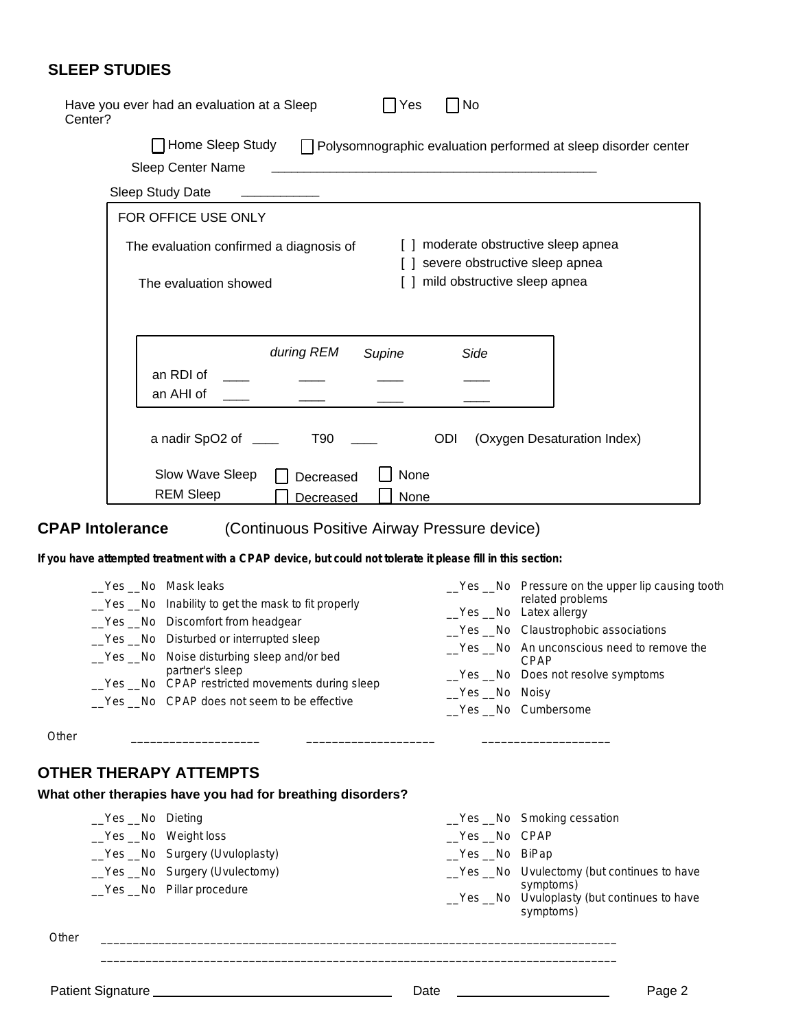## SLEEP STUDIES

Have you ever had an evaluation at a Sleep Center? ☐ Yes ☐ No

☐ Home Sleep Study ☐ Polysomnographic evaluation performed at sleep disorder center

Sleep Center Name ______________________________________________

Sleep Study Date ___________

FOR OFFICE USE ONLY

The evaluation confirmed a diagnosis of

The evaluation showed

[ ] moderate obstructive sleep apnea
[ ] severe obstructive sleep apnea
[ ] mild obstructive sleep apnea

| | | during REM | Supine | Side |
|---|---|---|---|---|
| an RDI of | ____ | ____ | ____ | ____ |
| an AHI of | ____ | ____ | ____ | ____ |

a nadir SpO2 of ____ T90 ____ ODI (Oxygen Desaturation Index)

Slow Wave Sleep ☐ Decreased ☐ None

REM Sleep ☐ Decreased ☐ None

## CPAP Intolerance (Continuous Positive Airway Pressure device)

**If you have attempted treatment with a CPAP device, but could not tolerate it please fill in this section:**

__Yes __No Mask leaks
__Yes __No Inability to get the mask to fit properly
__Yes __No Discomfort from headgear
__Yes __No Disturbed or interrupted sleep
__Yes __No Noise disturbing sleep and/or bed partner's sleep
__Yes __No CPAP restricted movements during sleep
__Yes __No CPAP does not seem to be effective
__Yes __No Pressure on the upper lip causing tooth related problems
__Yes __No Latex allergy
__Yes __No Claustrophobic associations
__Yes __No An unconscious need to remove the CPAP
__Yes __No Does not resolve symptoms
__Yes __No Noisy
__Yes __No Cumbersome

Other ____________________ ____________________ ____________________

## OTHER THERAPY ATTEMPTS

**What other therapies have you had for breathing disorders?**

__Yes __No Dieting
__Yes __No Weight loss
__Yes __No Surgery (Uvuloplasty)
__Yes __No Surgery (Uvulectomy)
__Yes __No Pillar procedure
__Yes __No Smoking cessation
__Yes __No CPAP
__Yes __No BiPap
__Yes __No Uvulectomy (but continues to have symptoms)
__Yes __No Uvuloplasty (but continues to have symptoms)

Other ________________________________________________________________________________
________________________________________________________________________________

Patient Signature ______________________________ Date ____________________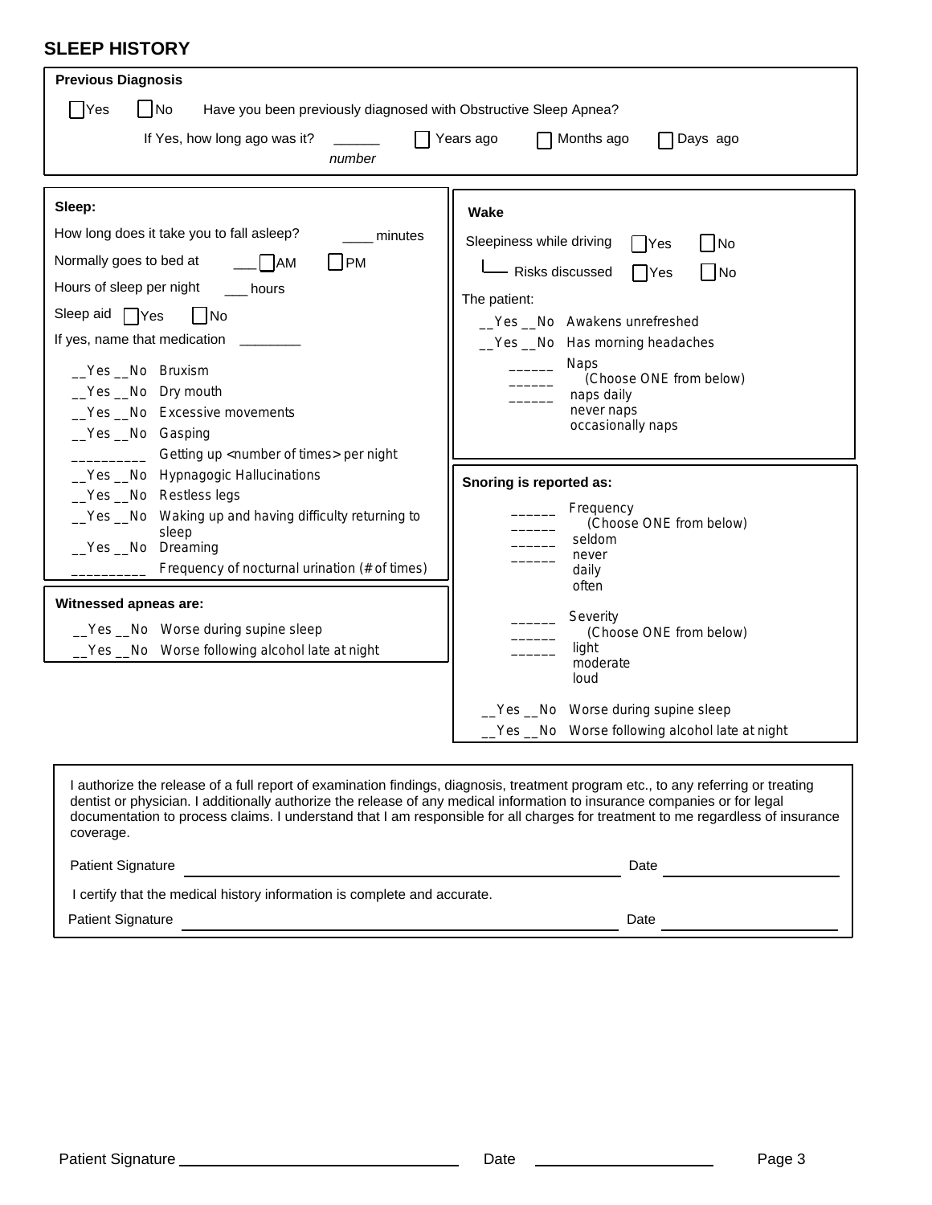## SLEEP HISTORY

**Previous Diagnosis**

☐ Yes ☐ No Have you been previously diagnosed with Obstructive Sleep Apnea?

If Yes, how long ago was it? ______ *number* ☐ Years ago ☐ Months ago ☐ Days ago

**Sleep:**

How long does it take you to fall asleep? ____ minutes

Normally goes to bed at ___ ☐ AM ☐ PM

Hours of sleep per night ___ hours

Sleep aid ☐ Yes ☐ No

If yes, name that medication ________

__Yes __No Bruxism
__Yes __No Dry mouth
__Yes __No Excessive movements
__Yes __No Gasping
_________ Getting up <number of times> per night
__Yes __No Hypnagogic Hallucinations
__Yes __No Restless legs
__Yes __No Waking up and having difficulty returning to sleep
__Yes __No Dreaming
_________ Frequency of nocturnal urination (# of times)

**Witnessed apneas are:**

__Yes __No Worse during supine sleep
__Yes __No Worse following alcohol late at night

**Wake**

Sleepiness while driving ☐ Yes ☐ No

Risks discussed ☐ Yes ☐ No

The patient:

__Yes __No Awakens unrefreshed
__Yes __No Has morning headaches

Naps (Choose ONE from below)
______ naps daily
______ never naps
______ occasionally naps

**Snoring is reported as:**

Frequency (Choose ONE from below)
______ seldom
______ never
______ daily
______ often

Severity (Choose ONE from below)
______ light
______ moderate
______ loud

__Yes __No Worse during supine sleep
__Yes __No Worse following alcohol late at night

I authorize the release of a full report of examination findings, diagnosis, treatment program etc., to any referring or treating dentist or physician. I additionally authorize the release of any medical information to insurance companies or for legal documentation to process claims. I understand that I am responsible for all charges for treatment to me regardless of insurance coverage.

Patient Signature ______________________ Date ____________

I certify that the medical history information is complete and accurate.

Patient Signature ______________________ Date ____________

Patient Signature ______________________ Date ____________